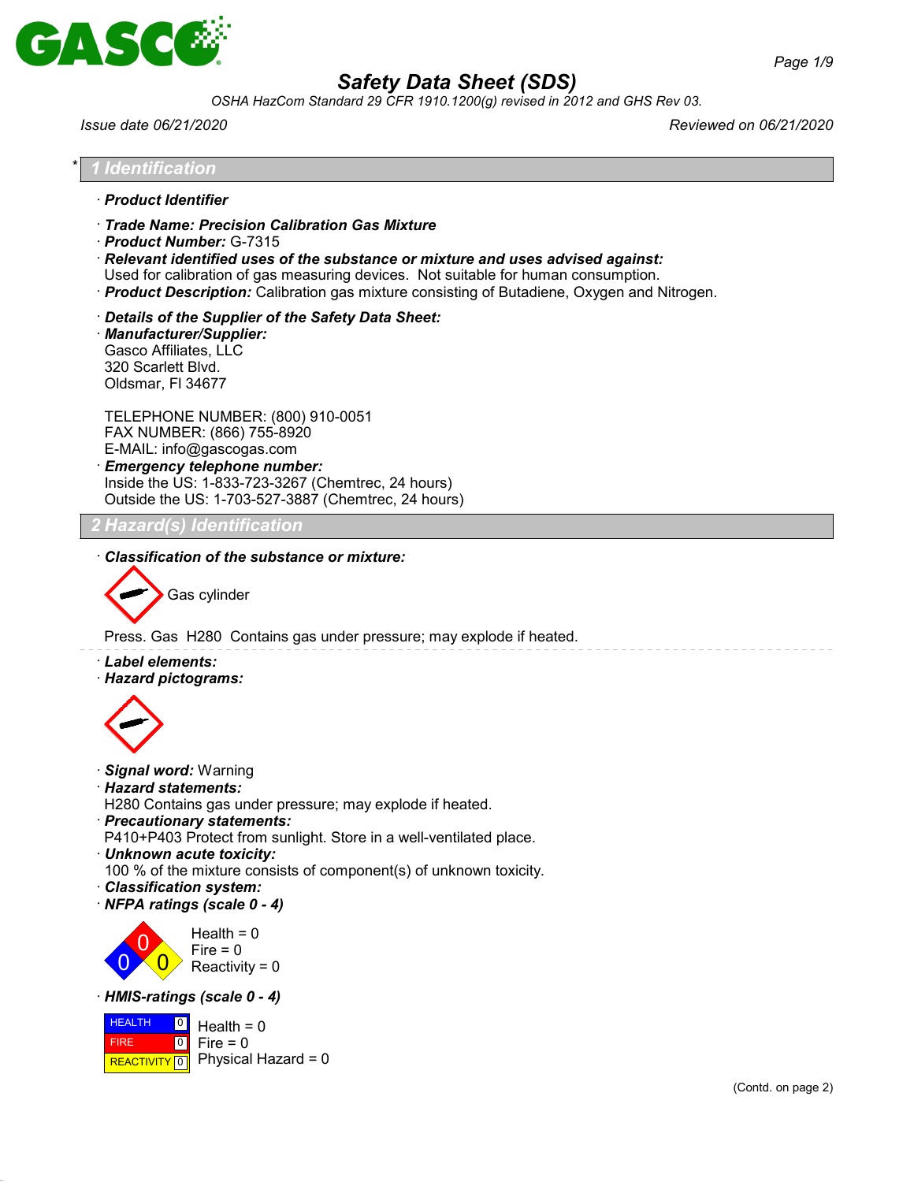**GASCO**

# Safety Data Sheet (SDS)

OSHA HazCom Standard 29 CFR 1910.1200(g) revised in 2012 and GHS Rev 03.

Issue date 06/21/2020 | Reviewed on 06/21/2020

## * 1 Identification

· **Product Identifier**

· **Trade Name: Precision Calibration Gas Mixture**
· **Product Number:** G-7315
· **Relevant identified uses of the substance or mixture and uses advised against:**
Used for calibration of gas measuring devices. Not suitable for human consumption.
· **Product Description:** Calibration gas mixture consisting of Butadiene, Oxygen and Nitrogen.

· **Details of the Supplier of the Safety Data Sheet:**
· **Manufacturer/Supplier:**
Gasco Affiliates, LLC
320 Scarlett Blvd.
Oldsmar, Fl 34677

TELEPHONE NUMBER: (800) 910-0051
FAX NUMBER: (866) 755-8920
E-MAIL: info@gascogas.com
· **Emergency telephone number:**
Inside the US: 1-833-723-3267 (Chemtrec, 24 hours)
Outside the US: 1-703-527-3887 (Chemtrec, 24 hours)

## 2 Hazard(s) Identification

· **Classification of the substance or mixture:**

Gas cylinder

Press. Gas H280 Contains gas under pressure; may explode if heated.

· **Label elements:**
· **Hazard pictograms:**

· **Signal word:** Warning
· **Hazard statements:**
H280 Contains gas under pressure; may explode if heated.
· **Precautionary statements:**
P410+P403 Protect from sunlight. Store in a well-ventilated place.
· **Unknown acute toxicity:**
100 % of the mixture consists of component(s) of unknown toxicity.
· **Classification system:**
· **NFPA ratings (scale 0 - 4)**

Health = 0
Fire = 0
Reactivity = 0

· **HMIS-ratings (scale 0 - 4)**

| | | |
|---|---|---|
| HEALTH | 0 | Health = 0 |
| FIRE | 0 | Fire = 0 |
| REACTIVITY | 0 | Physical Hazard = 0 |

(Contd. on page 2)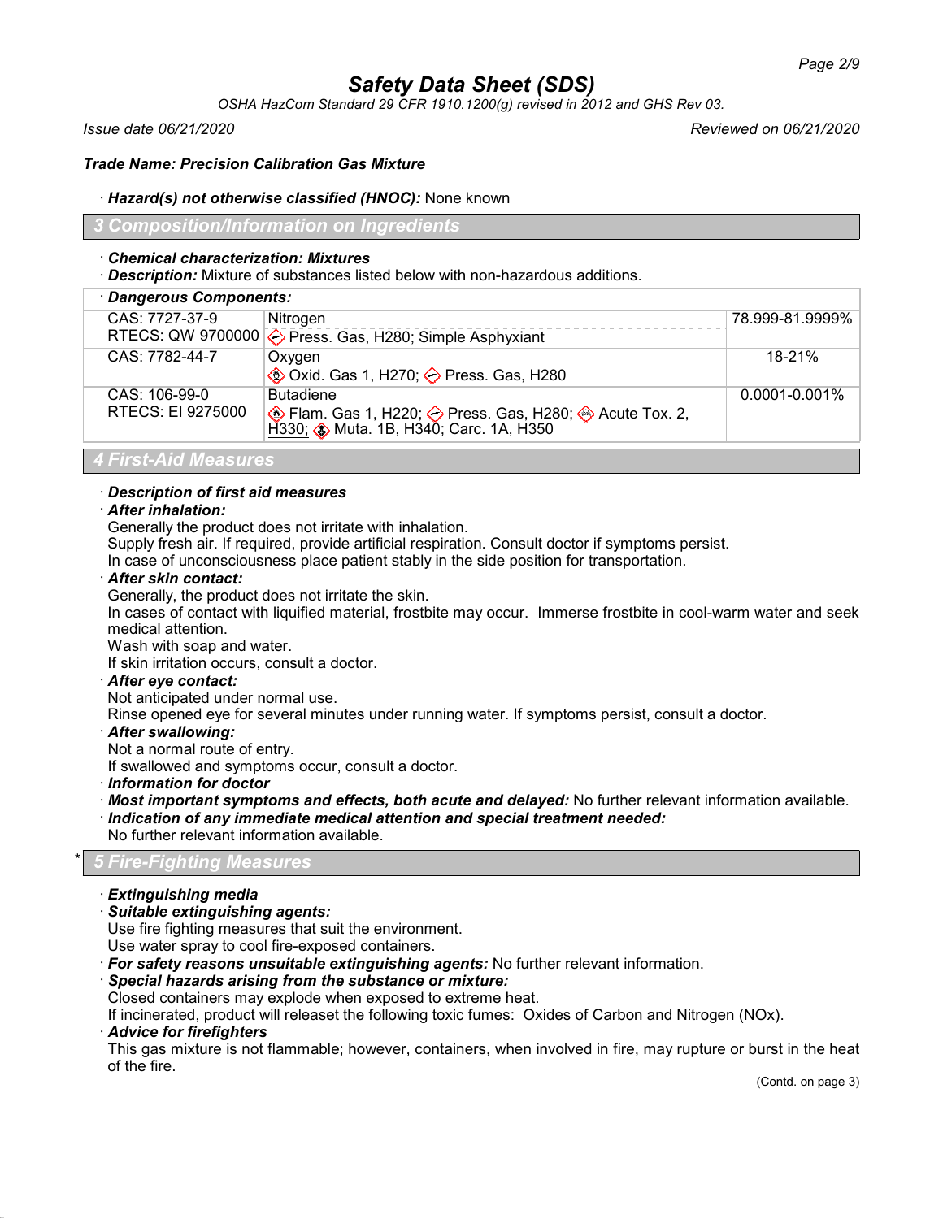# Safety Data Sheet (SDS)

*OSHA HazCom Standard 29 CFR 1910.1200(g) revised in 2012 and GHS Rev 03.*

*Issue date 06/21/2020* *Reviewed on 06/21/2020*

***Trade Name: Precision Calibration Gas Mixture***

· ***Hazard(s) not otherwise classified (HNOC):*** None known

## 3 Composition/Information on Ingredients

· ***Chemical characterization: Mixtures***
· ***Description:*** Mixture of substances listed below with non-hazardous additions.

| · Dangerous Components: | | |
|---|---|---|
| CAS: 7727-37-9<br>RTECS: QW 9700000 | Nitrogen<br>Press. Gas, H280; Simple Asphyxiant | 78.999-81.9999% |
| CAS: 7782-44-7 | Oxygen<br>Oxid. Gas 1, H270; Press. Gas, H280 | 18-21% |
| CAS: 106-99-0<br>RTECS: EI 9275000 | Butadiene<br>Flam. Gas 1, H220; Press. Gas, H280; Acute Tox. 2, H330; Muta. 1B, H340; Carc. 1A, H350 | 0.0001-0.001% |

## 4 First-Aid Measures

· ***Description of first aid measures***
· ***After inhalation:***
Generally the product does not irritate with inhalation.
Supply fresh air. If required, provide artificial respiration. Consult doctor if symptoms persist.
In case of unconsciousness place patient stably in the side position for transportation.
· ***After skin contact:***
Generally, the product does not irritate the skin.
In cases of contact with liquified material, frostbite may occur. Immerse frostbite in cool-warm water and seek medical attention.
Wash with soap and water.
If skin irritation occurs, consult a doctor.
· ***After eye contact:***
Not anticipated under normal use.
Rinse opened eye for several minutes under running water. If symptoms persist, consult a doctor.
· ***After swallowing:***
Not a normal route of entry.
If swallowed and symptoms occur, consult a doctor.
· ***Information for doctor***
· ***Most important symptoms and effects, both acute and delayed:*** No further relevant information available.
· ***Indication of any immediate medical attention and special treatment needed:***
No further relevant information available.

## * 5 Fire-Fighting Measures

· ***Extinguishing media***
· ***Suitable extinguishing agents:***
Use fire fighting measures that suit the environment.
Use water spray to cool fire-exposed containers.
· ***For safety reasons unsuitable extinguishing agents:*** No further relevant information.
· ***Special hazards arising from the substance or mixture:***
Closed containers may explode when exposed to extreme heat.
If incinerated, product will releaset the following toxic fumes: Oxides of Carbon and Nitrogen (NOx).
· ***Advice for firefighters***
This gas mixture is not flammable; however, containers, when involved in fire, may rupture or burst in the heat of the fire.

(Contd. on page 3)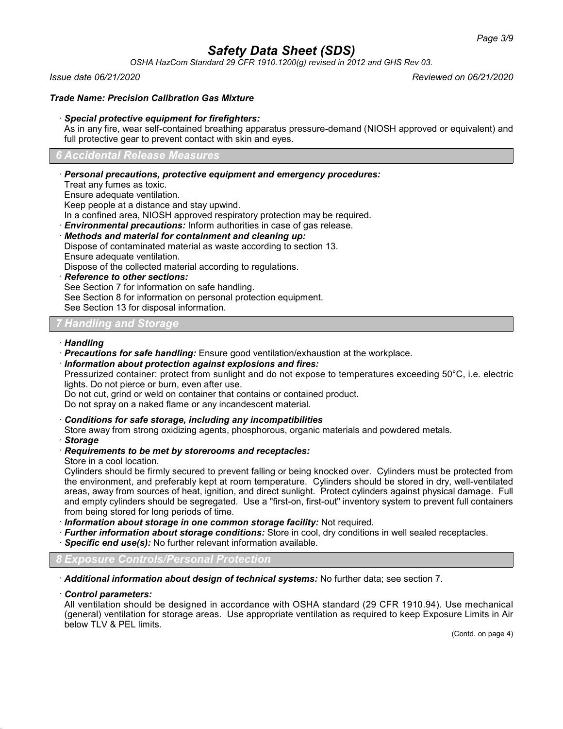**Trade Name: Precision Calibration Gas Mixture**

· ***Special protective equipment for firefighters:***
As in any fire, wear self-contained breathing apparatus pressure-demand (NIOSH approved or equivalent) and full protective gear to prevent contact with skin and eyes.

## 6 Accidental Release Measures

· ***Personal precautions, protective equipment and emergency procedures:***
Treat any fumes as toxic.
Ensure adequate ventilation.
Keep people at a distance and stay upwind.
In a confined area, NIOSH approved respiratory protection may be required.

· ***Environmental precautions:*** Inform authorities in case of gas release.

· ***Methods and material for containment and cleaning up:***
Dispose of contaminated material as waste according to section 13.
Ensure adequate ventilation.
Dispose of the collected material according to regulations.

· ***Reference to other sections:***
See Section 7 for information on safe handling.
See Section 8 for information on personal protection equipment.
See Section 13 for disposal information.

## 7 Handling and Storage

· ***Handling***

· ***Precautions for safe handling:*** Ensure good ventilation/exhaustion at the workplace.

· ***Information about protection against explosions and fires:***
Pressurized container: protect from sunlight and do not expose to temperatures exceeding 50°C, i.e. electric lights. Do not pierce or burn, even after use.
Do not cut, grind or weld on container that contains or contained product.
Do not spray on a naked flame or any incandescent material.

· ***Conditions for safe storage, including any incompatibilities***
Store away from strong oxidizing agents, phosphorous, organic materials and powdered metals.

· ***Storage***

· ***Requirements to be met by storerooms and receptacles:***
Store in a cool location.
Cylinders should be firmly secured to prevent falling or being knocked over. Cylinders must be protected from the environment, and preferably kept at room temperature. Cylinders should be stored in dry, well-ventilated areas, away from sources of heat, ignition, and direct sunlight. Protect cylinders against physical damage. Full and empty cylinders should be segregated. Use a "first-on, first-out" inventory system to prevent full containers from being stored for long periods of time.

· ***Information about storage in one common storage facility:*** Not required.

· ***Further information about storage conditions:*** Store in cool, dry conditions in well sealed receptacles.

· ***Specific end use(s):*** No further relevant information available.

## 8 Exposure Controls/Personal Protection

· ***Additional information about design of technical systems:*** No further data; see section 7.

· ***Control parameters:***
All ventilation should be designed in accordance with OSHA standard (29 CFR 1910.94). Use mechanical (general) ventilation for storage areas. Use appropriate ventilation as required to keep Exposure Limits in Air below TLV & PEL limits.

(Contd. on page 4)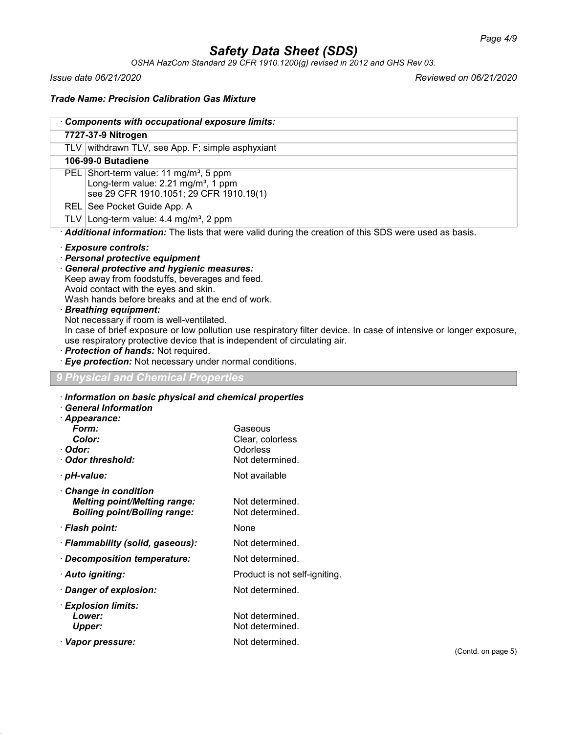# Safety Data Sheet (SDS)

*OSHA HazCom Standard 29 CFR 1910.1200(g) revised in 2012 and GHS Rev 03.*

*Issue date 06/21/2020* *Reviewed on 06/21/2020*

***Trade Name: Precision Calibration Gas Mixture***

| · ***Components with occupational exposure limits:*** | |
|---|---|
| **7727-37-9 Nitrogen** | |
| TLV | withdrawn TLV, see App. F; simple asphyxiant |
| **106-99-0 Butadiene** | |
| PEL | Short-term value: 11 mg/m³, 5 ppm<br>Long-term value: 2.21 mg/m³, 1 ppm<br>see 29 CFR 1910.1051; 29 CFR 1910.19(1) |
| REL | See Pocket Guide App. A |
| TLV | Long-term value: 4.4 mg/m³, 2 ppm |

· ***Additional information:*** The lists that were valid during the creation of this SDS were used as basis.

· ***Exposure controls:***

· ***Personal protective equipment***

· ***General protective and hygienic measures:***
Keep away from foodstuffs, beverages and feed.
Avoid contact with the eyes and skin.
Wash hands before breaks and at the end of work.

· ***Breathing equipment:***
Not necessary if room is well-ventilated.
In case of brief exposure or low pollution use respiratory filter device. In case of intensive or longer exposure, use respiratory protective device that is independent of circulating air.

· ***Protection of hands:*** Not required.

· ***Eye protection:*** Not necessary under normal conditions.

## 9 Physical and Chemical Properties

· ***Information on basic physical and chemical properties***

· ***General Information***

| | |
|---|---|
| · ***Appearance:*** | |
| ***Form:*** | Gaseous |
| ***Color:*** | Clear, colorless |
| · ***Odor:*** | Odorless |
| · ***Odor threshold:*** | Not determined. |
| · ***pH-value:*** | Not available |
| · ***Change in condition*** | |
| ***Melting point/Melting range:*** | Not determined. |
| ***Boiling point/Boiling range:*** | Not determined. |
| · ***Flash point:*** | None |
| · ***Flammability (solid, gaseous):*** | Not determined. |
| · ***Decomposition temperature:*** | Not determined. |
| · ***Auto igniting:*** | Product is not self-igniting. |
| · ***Danger of explosion:*** | Not determined. |
| · ***Explosion limits:*** | |
| ***Lower:*** | Not determined. |
| ***Upper:*** | Not determined. |
| · ***Vapor pressure:*** | Not determined. |

(Contd. on page 5)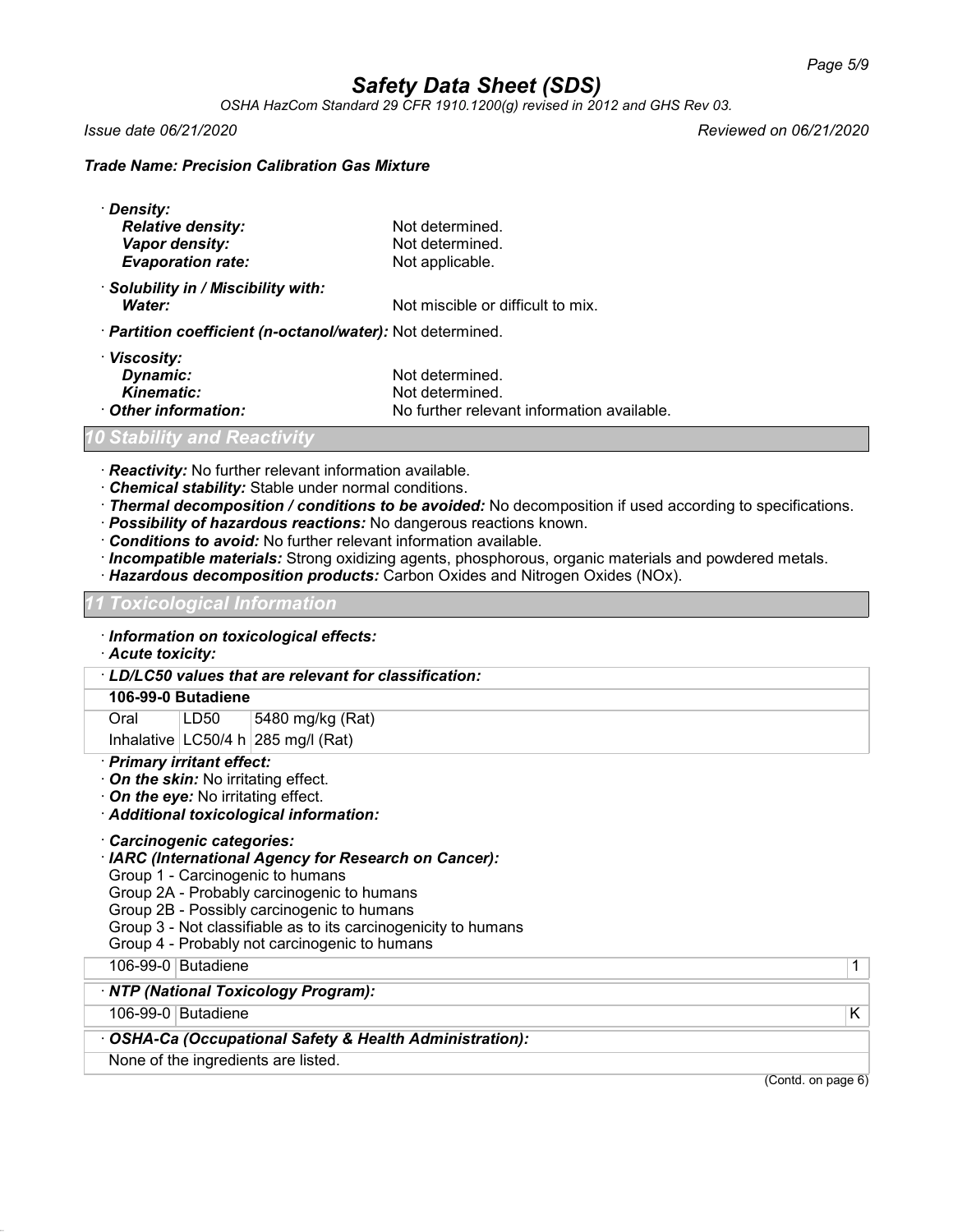*Trade Name: Precision Calibration Gas Mixture*

· **Density:**
  - **Relative density:** Not determined.
  - **Vapor density:** Not determined.
  - **Evaporation rate:** Not applicable.

· **Solubility in / Miscibility with:**
  - **Water:** Not miscible or difficult to mix.

· **Partition coefficient (n-octanol/water):** Not determined.

· **Viscosity:**
  - **Dynamic:** Not determined.
  - **Kinematic:** Not determined.

· **Other information:** No further relevant information available.

## 10 Stability and Reactivity

· **Reactivity:** No further relevant information available.
· **Chemical stability:** Stable under normal conditions.
· **Thermal decomposition / conditions to be avoided:** No decomposition if used according to specifications.
· **Possibility of hazardous reactions:** No dangerous reactions known.
· **Conditions to avoid:** No further relevant information available.
· **Incompatible materials:** Strong oxidizing agents, phosphorous, organic materials and powdered metals.
· **Hazardous decomposition products:** Carbon Oxides and Nitrogen Oxides (NOx).

## 11 Toxicological Information

· **Information on toxicological effects:**
· **Acute toxicity:**

· **LD/LC50 values that are relevant for classification:**

| **106-99-0 Butadiene** | | |
|---|---|---|
| Oral | LD50 | 5480 mg/kg (Rat) |
| Inhalative | LC50/4 h | 285 mg/l (Rat) |

· **Primary irritant effect:**
· **On the skin:** No irritating effect.
· **On the eye:** No irritating effect.
· **Additional toxicological information:**

· **Carcinogenic categories:**
· **IARC (International Agency for Research on Cancer):**
Group 1 - Carcinogenic to humans
Group 2A - Probably carcinogenic to humans
Group 2B - Possibly carcinogenic to humans
Group 3 - Not classifiable as to its carcinogenicity to humans
Group 4 - Probably not carcinogenic to humans

| | | |
|---|---|---|
| 106-99-0 | Butadiene | 1 |

· **NTP (National Toxicology Program):**

| | | |
|---|---|---|
| 106-99-0 | Butadiene | K |

· **OSHA-Ca (Occupational Safety & Health Administration):**

None of the ingredients are listed.

(Contd. on page 6)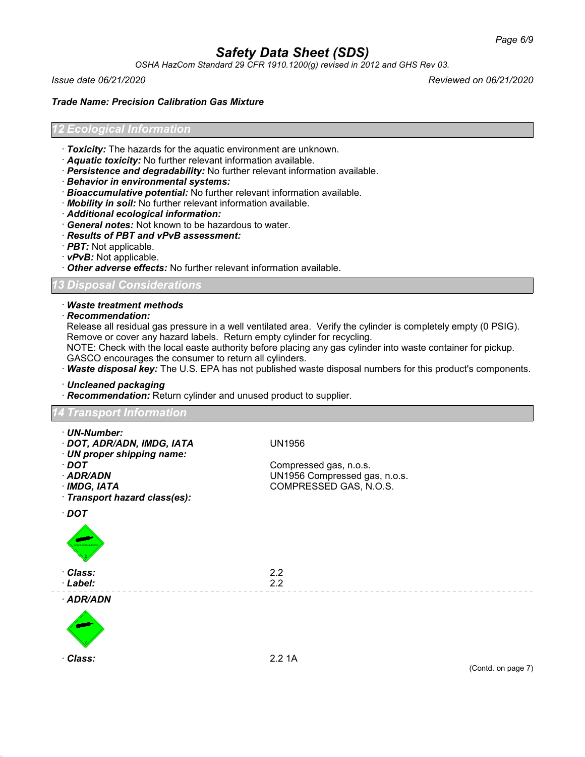## 12 Ecological Information

- · ***Toxicity:*** The hazards for the aquatic environment are unknown.
- · ***Aquatic toxicity:*** No further relevant information available.
- · ***Persistence and degradability:*** No further relevant information available.
- · ***Behavior in environmental systems:***
- · ***Bioaccumulative potential:*** No further relevant information available.
- · ***Mobility in soil:*** No further relevant information available.
- · ***Additional ecological information:***
- · ***General notes:*** Not known to be hazardous to water.
- · ***Results of PBT and vPvB assessment:***
- · ***PBT:*** Not applicable.
- · ***vPvB:*** Not applicable.
- · ***Other adverse effects:*** No further relevant information available.

## 13 Disposal Considerations

- · ***Waste treatment methods***
- · ***Recommendation:***

Release all residual gas pressure in a well ventilated area. Verify the cylinder is completely empty (0 PSIG). Remove or cover any hazard labels. Return empty cylinder for recycling.
NOTE: Check with the local easte authority before placing any gas cylinder into waste container for pickup. GASCO encourages the consumer to return all cylinders.

- · ***Waste disposal key:*** The U.S. EPA has not published waste disposal numbers for this product's components.

- · ***Uncleaned packaging***
- · ***Recommendation:*** Return cylinder and unused product to supplier.

## 14 Transport Information

| | |
|---|---|
| · ***UN-Number:*** | |
| · ***DOT, ADR/ADN, IMDG, IATA*** | UN1956 |
| · ***UN proper shipping name:*** | |
| · ***DOT*** | Compressed gas, n.o.s. |
| · ***ADR/ADN*** | UN1956 Compressed gas, n.o.s. |
| · ***IMDG, IATA*** | COMPRESSED GAS, N.O.S. |
| · ***Transport hazard class(es):*** | |

· ***DOT***

| | |
|---|---|
| · ***Class:*** | 2.2 |
| · ***Label:*** | 2.2 |

· ***ADR/ADN***

| | |
|---|---|
| · ***Class:*** | 2.2 1A |

(Contd. on page 7)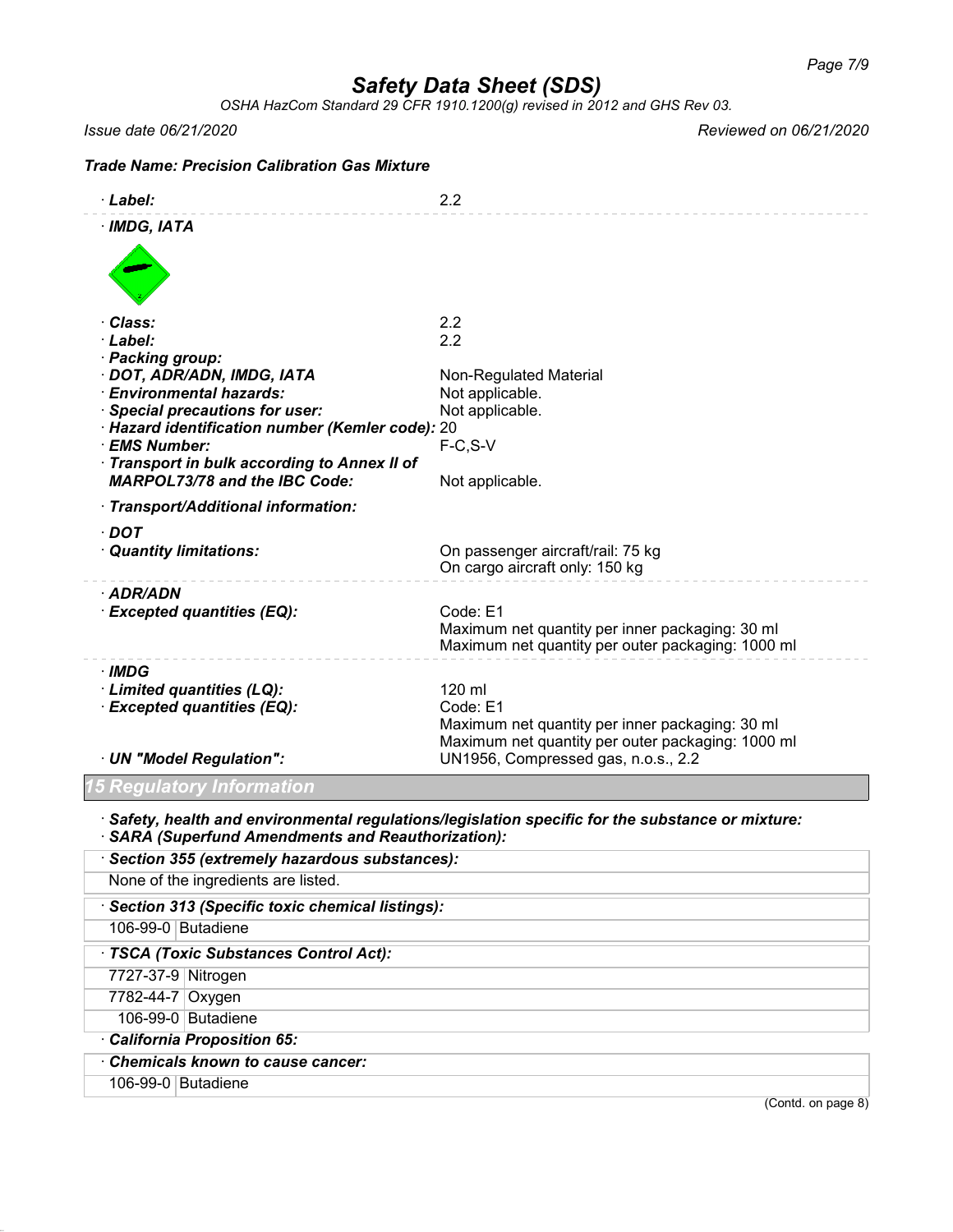# Safety Data Sheet (SDS)

*OSHA HazCom Standard 29 CFR 1910.1200(g) revised in 2012 and GHS Rev 03.*

*Issue date 06/21/2020* *Reviewed on 06/21/2020*

***Trade Name: Precision Calibration Gas Mixture***

· ***Label:*** 2.2

· ***IMDG, IATA***

· ***Class:*** 2.2
· ***Label:*** 2.2
· ***Packing group:***
· ***DOT, ADR/ADN, IMDG, IATA*** Non-Regulated Material
· ***Environmental hazards:*** Not applicable.
· ***Special precautions for user:*** Not applicable.
· ***Hazard identification number (Kemler code):*** 20
· ***EMS Number:*** F-C,S-V
· ***Transport in bulk according to Annex II of MARPOL73/78 and the IBC Code:*** Not applicable.

· ***Transport/Additional information:***

· ***DOT***
· ***Quantity limitations:*** On passenger aircraft/rail: 75 kg
On cargo aircraft only: 150 kg

· ***ADR/ADN***
· ***Excepted quantities (EQ):*** Code: E1
Maximum net quantity per inner packaging: 30 ml
Maximum net quantity per outer packaging: 1000 ml

· ***IMDG***
· ***Limited quantities (LQ):*** 120 ml
· ***Excepted quantities (EQ):*** Code: E1
Maximum net quantity per inner packaging: 30 ml
Maximum net quantity per outer packaging: 1000 ml
· ***UN "Model Regulation":*** UN1956, Compressed gas, n.o.s., 2.2

## 15 Regulatory Information

· ***Safety, health and environmental regulations/legislation specific for the substance or mixture:***
· ***SARA (Superfund Amendments and Reauthorization):***

· ***Section 355 (extremely hazardous substances):***

None of the ingredients are listed.

· ***Section 313 (Specific toxic chemical listings):***

| | |
|---|---|
| 106-99-0 | Butadiene |

· ***TSCA (Toxic Substances Control Act):***

| | |
|---|---|
| 7727-37-9 | Nitrogen |
| 7782-44-7 | Oxygen |
| 106-99-0 | Butadiene |

· ***California Proposition 65:***

· ***Chemicals known to cause cancer:***

| | |
|---|---|
| 106-99-0 | Butadiene |

(Contd. on page 8)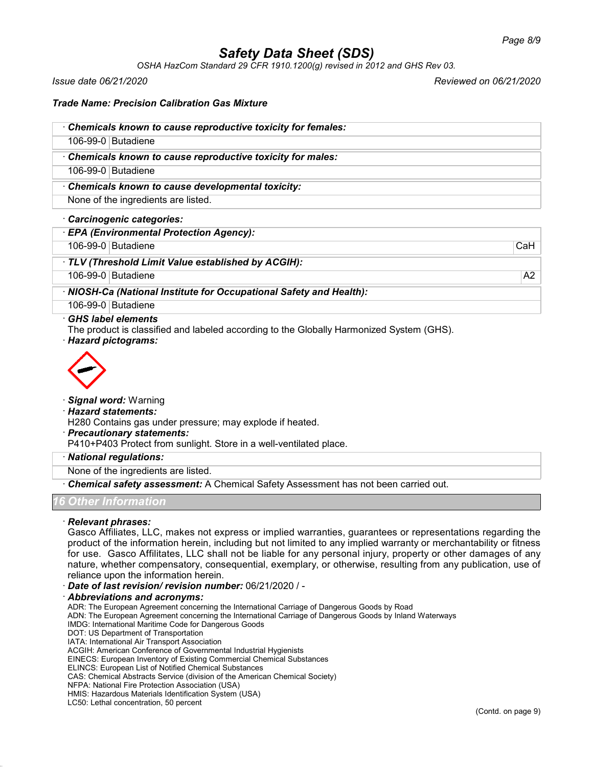# Safety Data Sheet (SDS)

*OSHA HazCom Standard 29 CFR 1910.1200(g) revised in 2012 and GHS Rev 03.*

*Issue date 06/21/2020* *Reviewed on 06/21/2020*

***Trade Name: Precision Calibration Gas Mixture***

· ***Chemicals known to cause reproductive toxicity for females:***

| | |
|---|---|
| 106-99-0 | Butadiene |

· ***Chemicals known to cause reproductive toxicity for males:***

| | |
|---|---|
| 106-99-0 | Butadiene |

· ***Chemicals known to cause developmental toxicity:***

None of the ingredients are listed.

· ***Carcinogenic categories:***

· ***EPA (Environmental Protection Agency):***

| | | |
|---|---|---|
| 106-99-0 | Butadiene | CaH |

· ***TLV (Threshold Limit Value established by ACGIH):***

| | | |
|---|---|---|
| 106-99-0 | Butadiene | A2 |

· ***NIOSH-Ca (National Institute for Occupational Safety and Health):***

| | |
|---|---|
| 106-99-0 | Butadiene |

· ***GHS label elements***

The product is classified and labeled according to the Globally Harmonized System (GHS).

· ***Hazard pictograms:***

· ***Signal word:*** Warning

· ***Hazard statements:***

H280 Contains gas under pressure; may explode if heated.

· ***Precautionary statements:***

P410+P403 Protect from sunlight. Store in a well-ventilated place.

· ***National regulations:***

None of the ingredients are listed.

· ***Chemical safety assessment:*** A Chemical Safety Assessment has not been carried out.

## 16 Other Information

· ***Relevant phrases:***

Gasco Affiliates, LLC, makes not express or implied warranties, guarantees or representations regarding the product of the information herein, including but not limited to any implied warranty or merchantability or fitness for use. Gasco Affilitates, LLC shall not be liable for any personal injury, property or other damages of any nature, whether compensatory, consequential, exemplary, or otherwise, resulting from any publication, use of reliance upon the information herein.

· ***Date of last revision/ revision number:*** 06/21/2020 / -

· ***Abbreviations and acronyms:***

ADR: The European Agreement concerning the International Carriage of Dangerous Goods by Road
ADN: The European Agreement concerning the International Carriage of Dangerous Goods by Inland Waterways
IMDG: International Maritime Code for Dangerous Goods
DOT: US Department of Transportation
IATA: International Air Transport Association
ACGIH: American Conference of Governmental Industrial Hygienists
EINECS: European Inventory of Existing Commercial Chemical Substances
ELINCS: European List of Notified Chemical Substances
CAS: Chemical Abstracts Service (division of the American Chemical Society)
NFPA: National Fire Protection Association (USA)
HMIS: Hazardous Materials Identification System (USA)
LC50: Lethal concentration, 50 percent

(Contd. on page 9)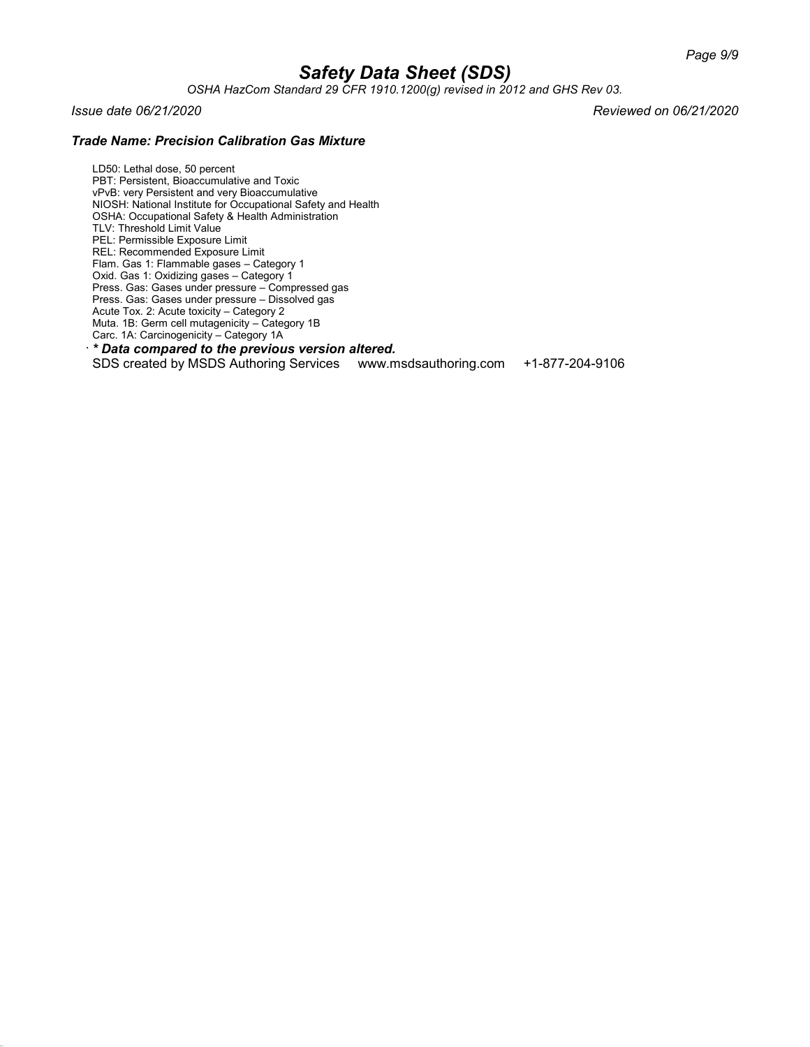LD50: Lethal dose, 50 percent
PBT: Persistent, Bioaccumulative and Toxic
vPvB: very Persistent and very Bioaccumulative
NIOSH: National Institute for Occupational Safety and Health
OSHA: Occupational Safety & Health Administration
TLV: Threshold Limit Value
PEL: Permissible Exposure Limit
REL: Recommended Exposure Limit
Flam. Gas 1: Flammable gases – Category 1
Oxid. Gas 1: Oxidizing gases – Category 1
Press. Gas: Gases under pressure – Compressed gas
Press. Gas: Gases under pressure – Dissolved gas
Acute Tox. 2: Acute toxicity – Category 2
Muta. 1B: Germ cell mutagenicity – Category 1B
Carc. 1A: Carcinogenicity – Category 1A

· ***\* Data compared to the previous version altered.***

SDS created by MSDS Authoring Services www.msdsauthoring.com +1-877-204-9106